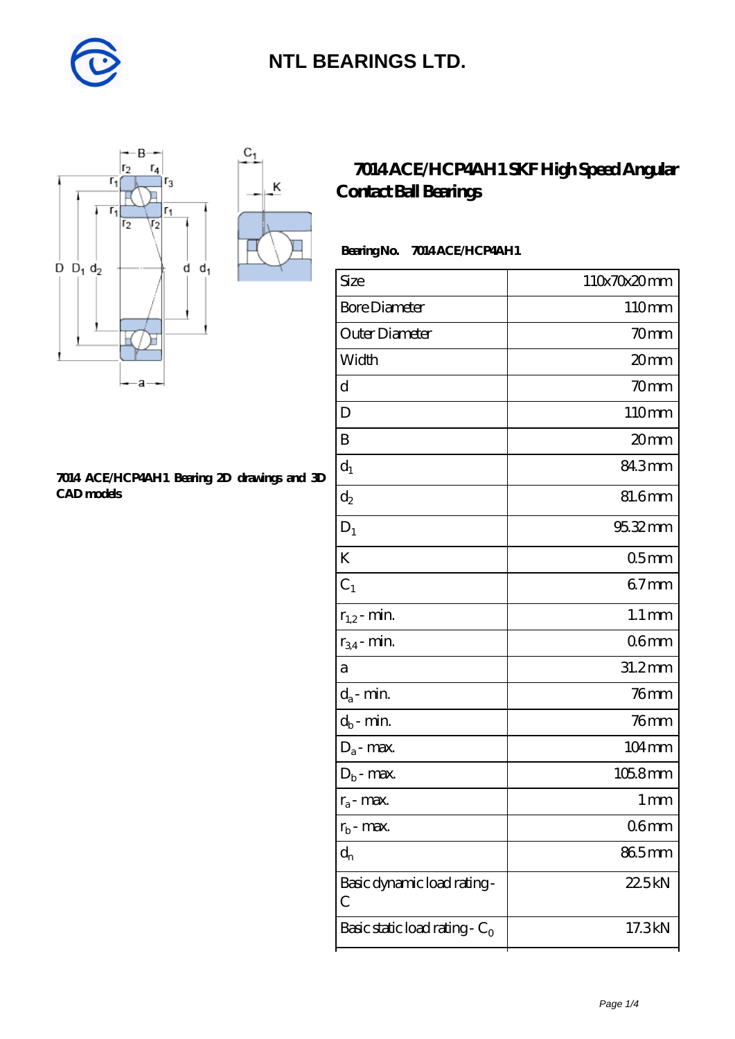# NTL BEARINGS LTD.

## 7014 ACE/HCP4AH1 SKF High Speed Angular Contact Ball Bearings

**7014 ACE/HCP4AH1 Bearing 2D drawings and 3D CAD models**

**Bearing No. 7014 ACE/HCP4AH1**

| Size | 110x70x20 mm |
|---|---|
| Bore Diameter | 110 mm |
| Outer Diameter | 70 mm |
| Width | 20 mm |
| d | 70 mm |
| D | 110 mm |
| B | 20 mm |
| $d_1$ | 84.3 mm |
| $d_2$ | 81.6 mm |
| $D_1$ | 95.32 mm |
| K | 0.5 mm |
| $C_1$ | 6.7 mm |
| $r_{1,2}$ - min. | 1.1 mm |
| $r_{3,4}$ - min. | 0.6 mm |
| a | 31.2 mm |
| $d_a$ - min. | 76 mm |
| $d_b$ - min. | 76 mm |
| $D_a$ - max. | 104 mm |
| $D_b$ - max. | 105.8 mm |
| $r_a$ - max. | 1 mm |
| $r_b$ - max. | 0.6 mm |
| $d_n$ | 86.5 mm |
| Basic dynamic load rating - C | 22.5 kN |
| Basic static load rating - $C_0$ | 17.3 kN |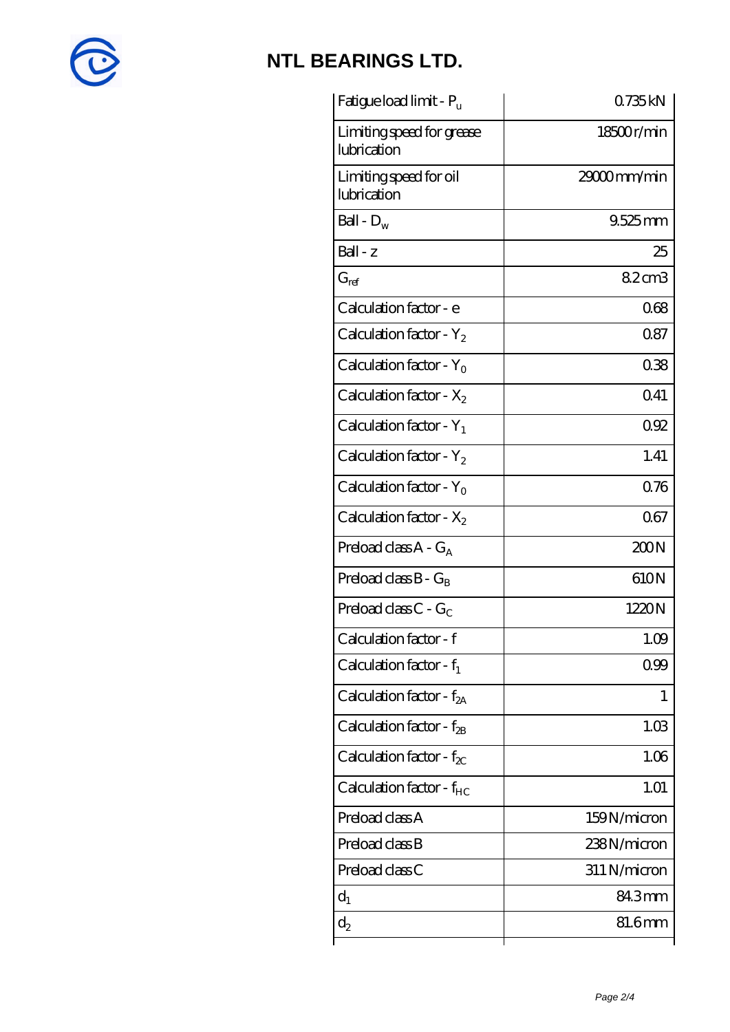| | |
|---|---|
| Fatigue load limit - $P_u$ | 0.735 kN |
| Limiting speed for grease lubrication | 18500 r/min |
| Limiting speed for oil lubrication | 29000 mm/min |
| Ball - $D_w$ | 9.525 mm |
| Ball - z | 25 |
| $G_{ref}$ | 8.2 cm3 |
| Calculation factor - e | 0.68 |
| Calculation factor - $Y_2$ | 0.87 |
| Calculation factor - $Y_0$ | 0.38 |
| Calculation factor - $X_2$ | 0.41 |
| Calculation factor - $Y_1$ | 0.92 |
| Calculation factor - $Y_2$ | 1.41 |
| Calculation factor - $Y_0$ | 0.76 |
| Calculation factor - $X_2$ | 0.67 |
| Preload class A - $G_A$ | 200 N |
| Preload class B - $G_B$ | 610 N |
| Preload class C - $G_C$ | 1220 N |
| Calculation factor - f | 1.09 |
| Calculation factor - $f_1$ | 0.99 |
| Calculation factor - $f_{2A}$ | 1 |
| Calculation factor - $f_{2B}$ | 1.03 |
| Calculation factor - $f_{2C}$ | 1.06 |
| Calculation factor - $f_{HC}$ | 1.01 |
| Preload class A | 159 N/micron |
| Preload class B | 238 N/micron |
| Preload class C | 311 N/micron |
| $d_1$ | 84.3 mm |
| $d_2$ | 81.6 mm |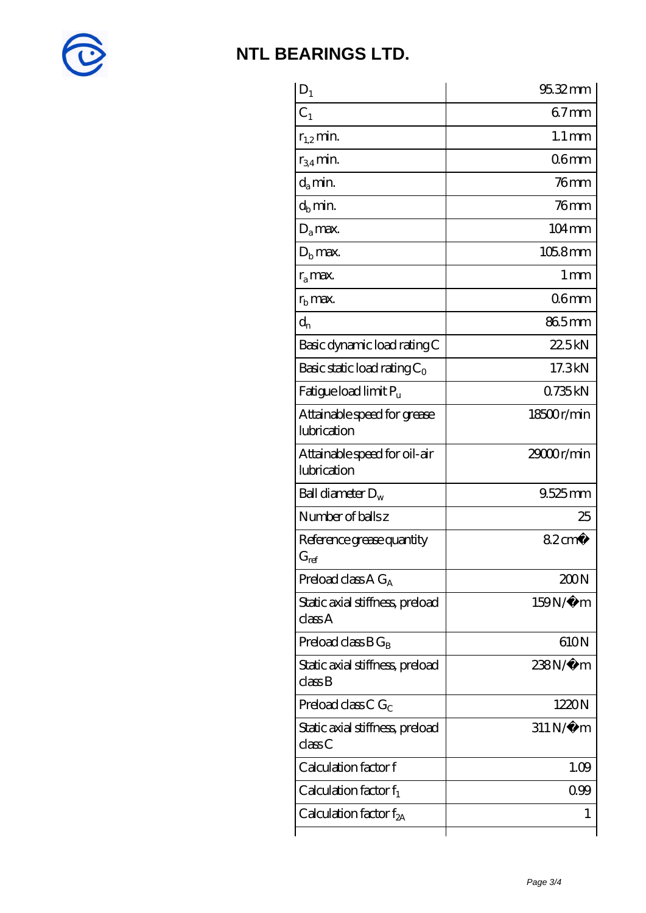# NTL BEARINGS LTD.

| | |
|---|---|
| $D_1$ | 95.32 mm |
| $C_1$ | 6.7 mm |
| $r_{1,2}$ min. | 1.1 mm |
| $r_{3,4}$ min. | 0.6 mm |
| $d_a$ min. | 76 mm |
| $d_b$ min. | 76 mm |
| $D_a$ max. | 104 mm |
| $D_b$ max. | 105.8 mm |
| $r_a$ max. | 1 mm |
| $r_b$ max. | 0.6 mm |
| $d_n$ | 86.5 mm |
| Basic dynamic load rating C | 22.5 kN |
| Basic static load rating $C_0$ | 17.3 kN |
| Fatigue load limit $P_u$ | 0.735 kN |
| Attainable speed for grease lubrication | 18500 r/min |
| Attainable speed for oil-air lubrication | 29000 r/min |
| Ball diameter $D_w$ | 9.525 mm |
| Number of balls z | 25 |
| Reference grease quantity $G_{ref}$ | 8.2 cm� |
| Preload class A $G_A$ | 200 N |
| Static axial stiffness, preload class A | 159 N/�m |
| Preload class B $G_B$ | 610 N |
| Static axial stiffness, preload class B | 238 N/�m |
| Preload class C $G_C$ | 1220 N |
| Static axial stiffness, preload class C | 311 N/�m |
| Calculation factor f | 1.09 |
| Calculation factor $f_1$ | 0.99 |
| Calculation factor $f_{2A}$ | 1 |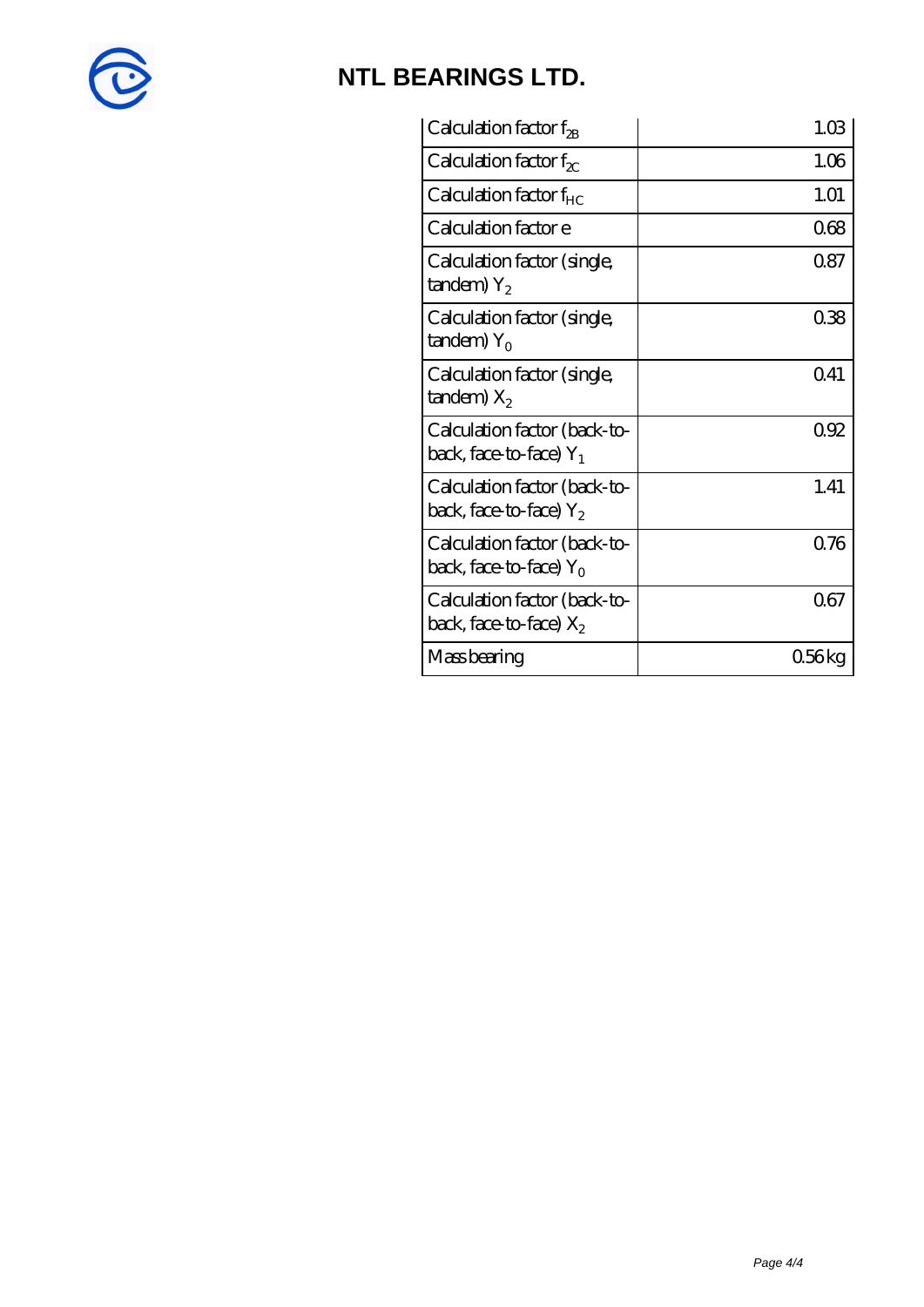| | |
|---|---|
| Calculation factor $f_{2B}$ | 1.03 |
| Calculation factor $f_{2C}$ | 1.06 |
| Calculation factor $f_{HC}$ | 1.01 |
| Calculation factor e | 0.68 |
| Calculation factor (single, tandem) $Y_2$ | 0.87 |
| Calculation factor (single, tandem) $Y_0$ | 0.38 |
| Calculation factor (single, tandem) $X_2$ | 0.41 |
| Calculation factor (back-to-back, face-to-face) $Y_1$ | 0.92 |
| Calculation factor (back-to-back, face-to-face) $Y_2$ | 1.41 |
| Calculation factor (back-to-back, face-to-face) $Y_0$ | 0.76 |
| Calculation factor (back-to-back, face-to-face) $X_2$ | 0.67 |
| Mass bearing | 0.56 kg |